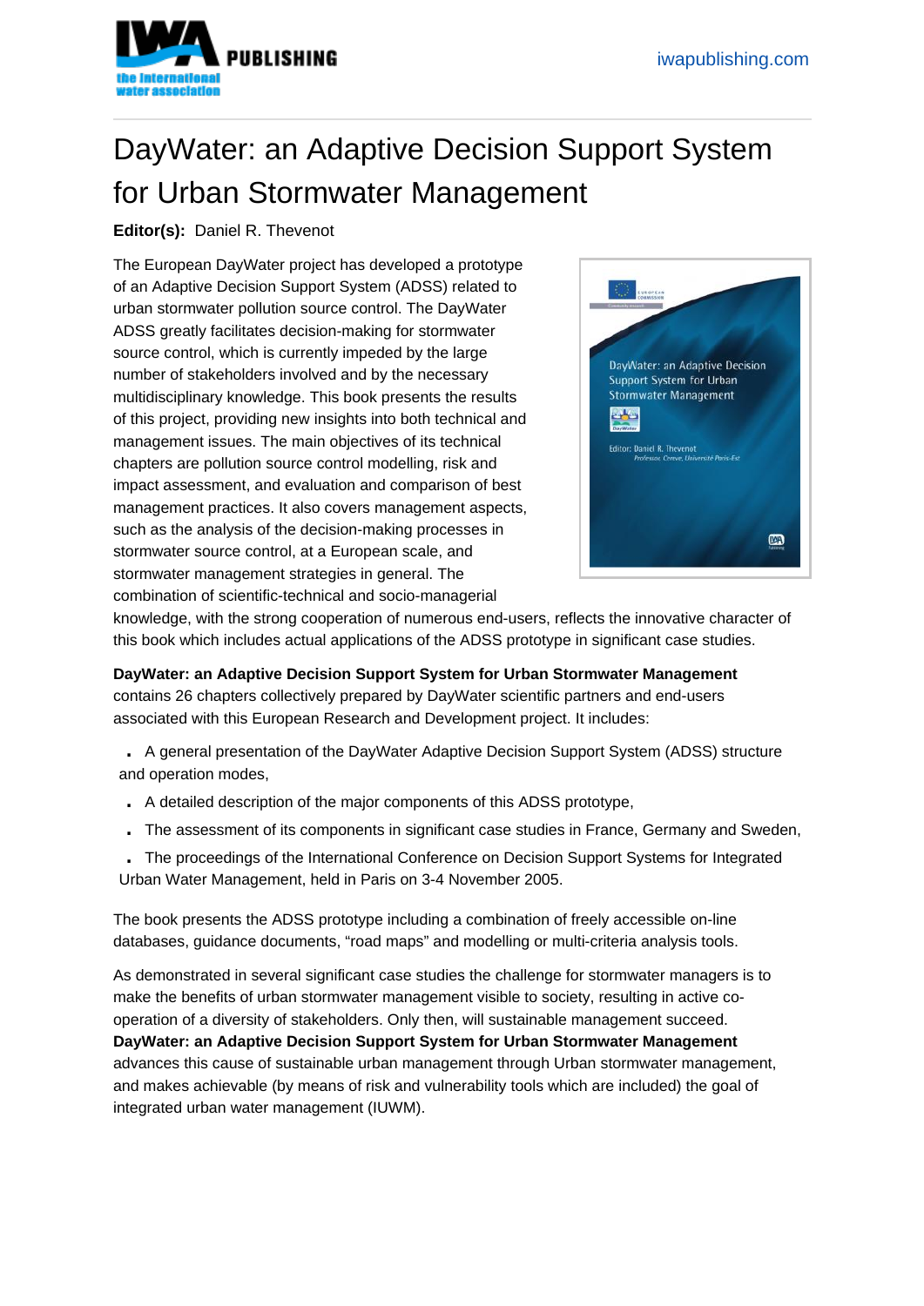# DayWater: an Adaptive Decision Support System for Urban Stormwater Management

**Editor(s):** Daniel R. Thevenot

The European DayWater project has developed a prototype of an Adaptive Decision Support System (ADSS) related to urban stormwater pollution source control. The DayWater ADSS greatly facilitates decision-making for stormwater source control, which is currently impeded by the large number of stakeholders involved and by the necessary multidisciplinary knowledge. This book presents the results of this project, providing new insights into both technical and management issues. The main objectives of its technical chapters are pollution source control modelling, risk and impact assessment, and evaluation and comparison of best management practices. It also covers management aspects, such as the analysis of the decision-making processes in stormwater source control, at a European scale, and stormwater management strategies in general. The combination of scientific-technical and socio-managerial knowledge, with the strong cooperation of numerous end-users, reflects the innovative character of this book which includes actual applications of the ADSS prototype in significant case studies.

**DayWater: an Adaptive Decision Support System for Urban Stormwater Management** contains 26 chapters collectively prepared by DayWater scientific partners and end-users associated with this European Research and Development project. It includes:

- A general presentation of the DayWater Adaptive Decision Support System (ADSS) structure and operation modes,
- A detailed description of the major components of this ADSS prototype,
- The assessment of its components in significant case studies in France, Germany and Sweden,
- The proceedings of the International Conference on Decision Support Systems for Integrated Urban Water Management, held in Paris on 3-4 November 2005.

The book presents the ADSS prototype including a combination of freely accessible on-line databases, guidance documents, "road maps" and modelling or multi-criteria analysis tools.

As demonstrated in several significant case studies the challenge for stormwater managers is to make the benefits of urban stormwater management visible to society, resulting in active co-operation of a diversity of stakeholders. Only then, will sustainable management succeed. **DayWater: an Adaptive Decision Support System for Urban Stormwater Management** advances this cause of sustainable urban management through Urban stormwater management, and makes achievable (by means of risk and vulnerability tools which are included) the goal of integrated urban water management (IUWM).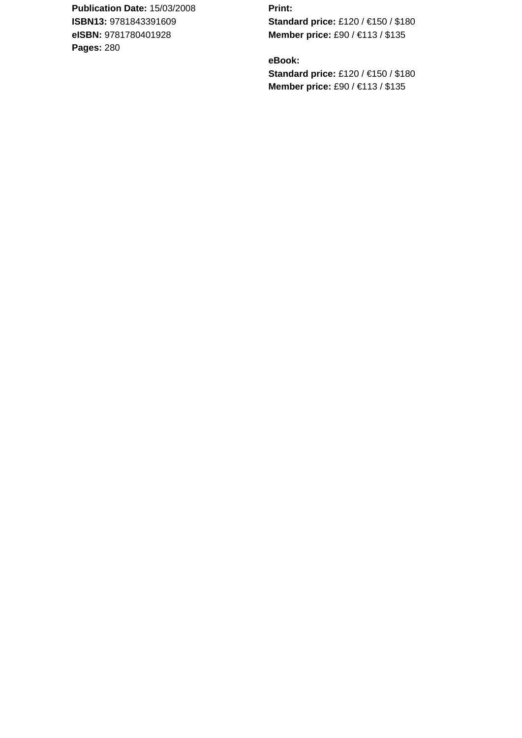**Publication Date:** 15/03/2008
**ISBN13:** 9781843391609
**eISBN:** 9781780401928
**Pages:** 280

**Print:**
**Standard price:** £120 / €150 / $180
**Member price:** £90 / €113 / $135

**eBook:**
**Standard price:** £120 / €150 / $180
**Member price:** £90 / €113 / $135